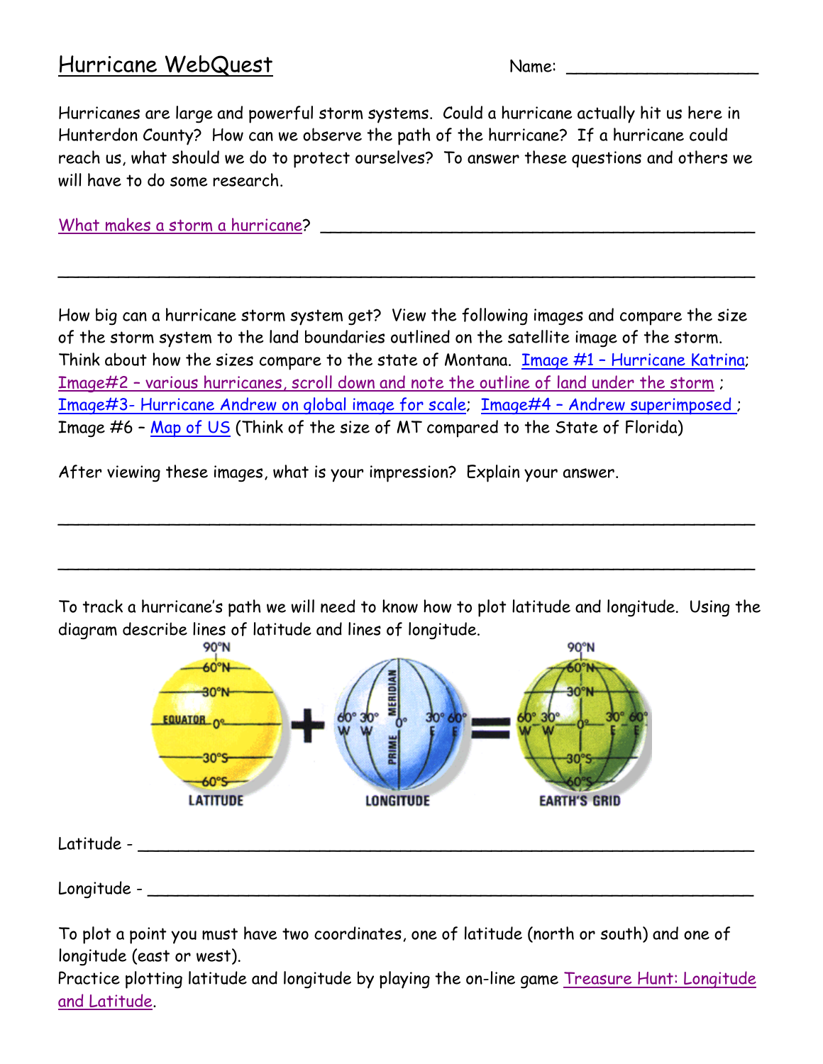# Hurricane WebQuest

Name: ___________________

Hurricanes are large and powerful storm systems. Could a hurricane actually hit us here in Hunterdon County? How can we observe the path of the hurricane? If a hurricane could reach us, what should we do to protect ourselves? To answer these questions and others we will have to do some research.

What makes a storm a hurricane? _____________________________________________

_____________________________________________________________________

How big can a hurricane storm system get? View the following images and compare the size of the storm system to the land boundaries outlined on the satellite image of the storm. Think about how the sizes compare to the state of Montana. Image #1 – Hurricane Katrina; Image#2 – various hurricanes, scroll down and note the outline of land under the storm ; Image#3- Hurricane Andrew on global image for scale; Image#4 – Andrew superimposed ; Image #6 – Map of US (Think of the size of MT compared to the State of Florida)

After viewing these images, what is your impression? Explain your answer.

_____________________________________________________________________

_____________________________________________________________________

To track a hurricane's path we will need to know how to plot latitude and longitude. Using the diagram describe lines of latitude and lines of longitude.

Latitude - ___________________________________________________________

Longitude - __________________________________________________________

To plot a point you must have two coordinates, one of latitude (north or south) and one of longitude (east or west).

Practice plotting latitude and longitude by playing the on-line game Treasure Hunt: Longitude and Latitude.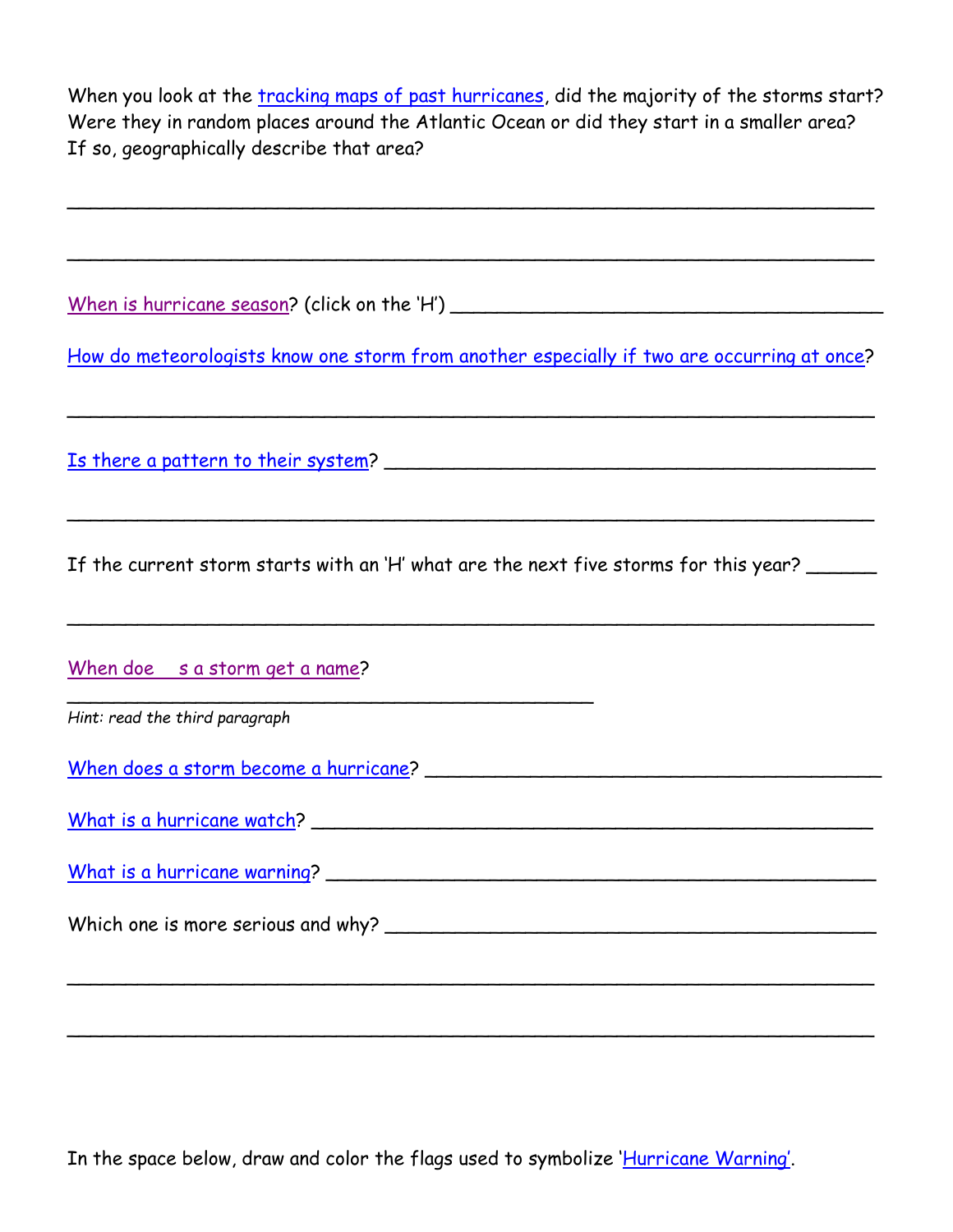When you look at the tracking maps of past hurricanes, did the majority of the storms start? Were they in random places around the Atlantic Ocean or did they start in a smaller area? If so, geographically describe that area?

______________________________________________________________________

______________________________________________________________________

When is hurricane season? (click on the 'H') ________________________________________

How do meteorologists know one storm from another especially if two are occurring at once?

______________________________________________________________________

Is there a pattern to their system? ____________________________________________

______________________________________________________________________

If the current storm starts with an 'H' what are the next five storms for this year? ______

______________________________________________________________________

When doe  s a storm get a name?

_______________________________________________

*Hint: read the third paragraph*

When does a storm become a hurricane? ______________________________________

What is a hurricane watch? _______________________________________________

What is a hurricane warning? ______________________________________________

Which one is more serious and why? ________________________________________

______________________________________________________________________

______________________________________________________________________

In the space below, draw and color the flags used to symbolize 'Hurricane Warning'.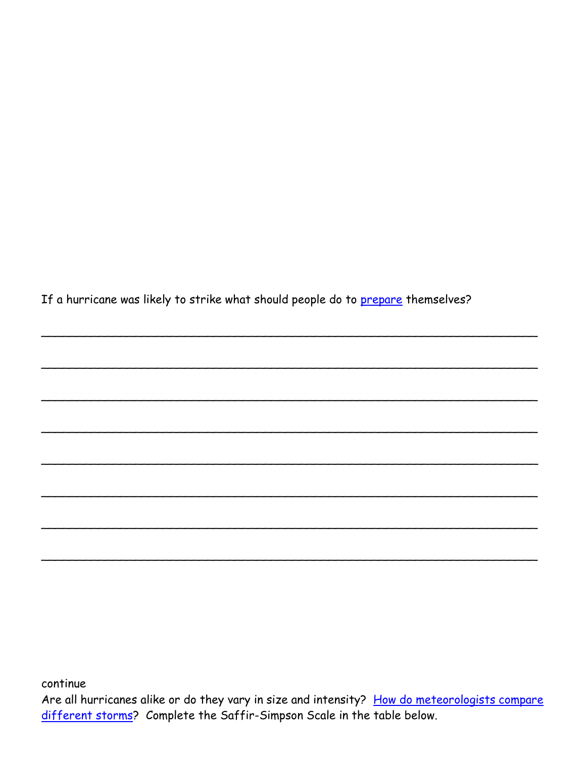If a hurricane was likely to strike what should people do to prepare themselves?

\_\_\_\_\_\_\_\_\_\_\_\_\_\_\_\_\_\_\_\_\_\_\_\_\_\_\_\_\_\_\_\_\_\_\_\_\_\_\_\_\_\_\_\_\_\_\_\_\_\_\_\_\_\_\_\_\_\_\_\_\_\_\_\_\_\_\_\_

\_\_\_\_\_\_\_\_\_\_\_\_\_\_\_\_\_\_\_\_\_\_\_\_\_\_\_\_\_\_\_\_\_\_\_\_\_\_\_\_\_\_\_\_\_\_\_\_\_\_\_\_\_\_\_\_\_\_\_\_\_\_\_\_\_\_\_\_

\_\_\_\_\_\_\_\_\_\_\_\_\_\_\_\_\_\_\_\_\_\_\_\_\_\_\_\_\_\_\_\_\_\_\_\_\_\_\_\_\_\_\_\_\_\_\_\_\_\_\_\_\_\_\_\_\_\_\_\_\_\_\_\_\_\_\_\_

\_\_\_\_\_\_\_\_\_\_\_\_\_\_\_\_\_\_\_\_\_\_\_\_\_\_\_\_\_\_\_\_\_\_\_\_\_\_\_\_\_\_\_\_\_\_\_\_\_\_\_\_\_\_\_\_\_\_\_\_\_\_\_\_\_\_\_\_

\_\_\_\_\_\_\_\_\_\_\_\_\_\_\_\_\_\_\_\_\_\_\_\_\_\_\_\_\_\_\_\_\_\_\_\_\_\_\_\_\_\_\_\_\_\_\_\_\_\_\_\_\_\_\_\_\_\_\_\_\_\_\_\_\_\_\_\_

\_\_\_\_\_\_\_\_\_\_\_\_\_\_\_\_\_\_\_\_\_\_\_\_\_\_\_\_\_\_\_\_\_\_\_\_\_\_\_\_\_\_\_\_\_\_\_\_\_\_\_\_\_\_\_\_\_\_\_\_\_\_\_\_\_\_\_\_

\_\_\_\_\_\_\_\_\_\_\_\_\_\_\_\_\_\_\_\_\_\_\_\_\_\_\_\_\_\_\_\_\_\_\_\_\_\_\_\_\_\_\_\_\_\_\_\_\_\_\_\_\_\_\_\_\_\_\_\_\_\_\_\_\_\_\_\_

\_\_\_\_\_\_\_\_\_\_\_\_\_\_\_\_\_\_\_\_\_\_\_\_\_\_\_\_\_\_\_\_\_\_\_\_\_\_\_\_\_\_\_\_\_\_\_\_\_\_\_\_\_\_\_\_\_\_\_\_\_\_\_\_\_\_\_\_

continue

Are all hurricanes alike or do they vary in size and intensity? How do meteorologists compare different storms? Complete the Saffir-Simpson Scale in the table below.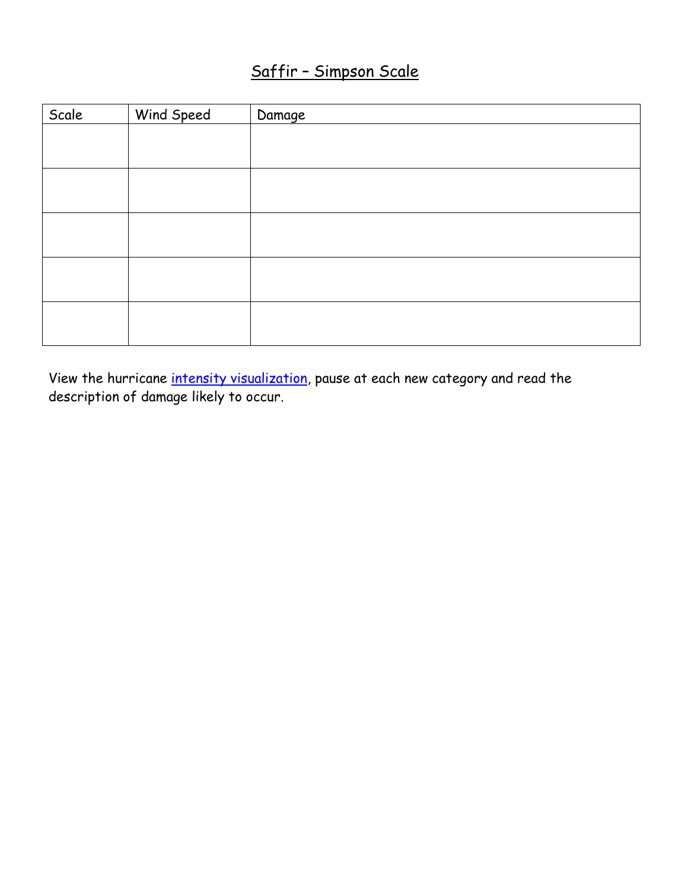# Saffir – Simpson Scale

| Scale | Wind Speed | Damage |
| --- | --- | --- |
| | | |
| | | |
| | | |
| | | |
| | | |

View the hurricane intensity visualization, pause at each new category and read the description of damage likely to occur.